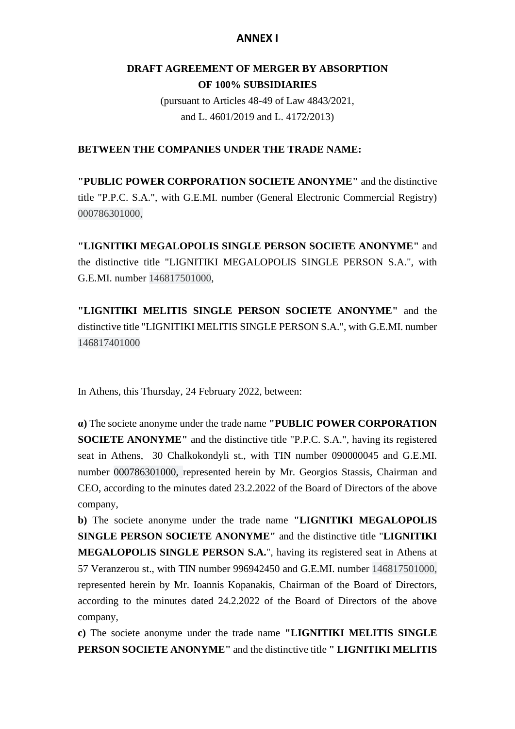## ANNEX I

**DRAFT AGREEMENT OF MERGER BY ABSORPTION OF 100% SUBSIDIARIES**

(pursuant to Articles 48-49 of Law 4843/2021, and L. 4601/2019 and L. 4172/2013)

**BETWEEN THE COMPANIES UNDER THE TRADE NAME:**

**"PUBLIC POWER CORPORATION SOCIETE ANONYME"** and the distinctive title "P.P.C. S.A.", with G.E.MI. number (General Electronic Commercial Registry) 000786301000,

**"LIGNITIKI MEGALOPOLIS SINGLE PERSON SOCIETE ANONYME"** and the distinctive title "LIGNITIKI MEGALOPOLIS SINGLE PERSON S.A.", with G.E.MI. number 146817501000,

**"LIGNITIKI MELITIS SINGLE PERSON SOCIETE ANONYME"** and the distinctive title "LIGNITIKI MELITIS SINGLE PERSON S.A.", with G.E.MI. number 146817401000

In Athens, this Thursday, 24 February 2022, between:

**α)** The societe anonyme under the trade name **"PUBLIC POWER CORPORATION SOCIETE ANONYME"** and the distinctive title "P.P.C. S.A.", having its registered seat in Athens, 30 Chalkokondyli st., with TIN number 090000045 and G.E.MI. number 000786301000, represented herein by Mr. Georgios Stassis, Chairman and CEO, according to the minutes dated 23.2.2022 of the Board of Directors of the above company,

**b)** The societe anonyme under the trade name **"LIGNITIKI MEGALOPOLIS SINGLE PERSON SOCIETE ANONYME"** and the distinctive title "**LIGNITIKI MEGALOPOLIS SINGLE PERSON S.A.**", having its registered seat in Athens at 57 Veranzerou st., with TIN number 996942450 and G.E.MI. number 146817501000, represented herein by Mr. Ioannis Kopanakis, Chairman of the Board of Directors, according to the minutes dated 24.2.2022 of the Board of Directors of the above company,

**c)** The societe anonyme under the trade name **"LIGNITIKI MELITIS SINGLE PERSON SOCIETE ANONYME"** and the distinctive title **" LIGNITIKI MELITIS**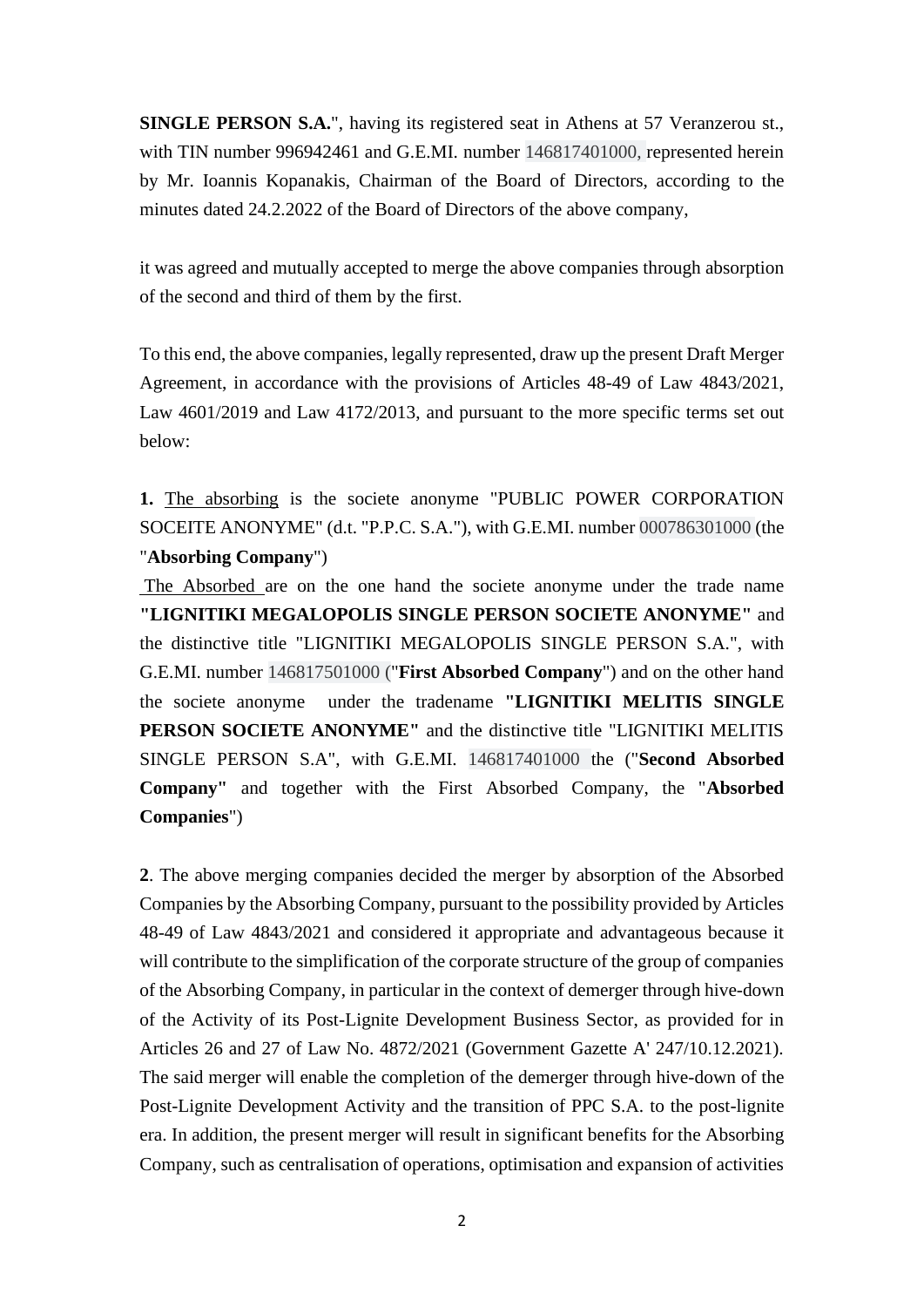**SINGLE PERSON S.A.**", having its registered seat in Athens at 57 Veranzerou st., with TIN number 996942461 and G.E.MI. number 146817401000, represented herein by Mr. Ioannis Kopanakis, Chairman of the Board of Directors, according to the minutes dated 24.2.2022 of the Board of Directors of the above company,

it was agreed and mutually accepted to merge the above companies through absorption of the second and third of them by the first.

To this end, the above companies, legally represented, draw up the present Draft Merger Agreement, in accordance with the provisions of Articles 48-49 of Law 4843/2021, Law 4601/2019 and Law 4172/2013, and pursuant to the more specific terms set out below:

**1.** The absorbing is the societe anonyme "PUBLIC POWER CORPORATION SOCEITE ANONYME" (d.t. "P.P.C. S.A."), with G.E.MI. number 000786301000 (the "**Absorbing Company**")

The Absorbed are on the one hand the societe anonyme under the trade name **"LIGNITIKI MEGALOPOLIS SINGLE PERSON SOCIETE ANONYME"** and the distinctive title "LIGNITIKI MEGALOPOLIS SINGLE PERSON S.A.", with G.E.MI. number 146817501000 ("**First Absorbed Company**") and on the other hand the societe anonyme under the tradename **"LIGNITIKI MELITIS SINGLE PERSON SOCIETE ANONYME"** and the distinctive title "LIGNITIKI MELITIS SINGLE PERSON S.A", with G.E.MI. 146817401000 the ("**Second Absorbed Company"** and together with the First Absorbed Company, the "**Absorbed Companies**")

**2**. The above merging companies decided the merger by absorption of the Absorbed Companies by the Absorbing Company, pursuant to the possibility provided by Articles 48-49 of Law 4843/2021 and considered it appropriate and advantageous because it will contribute to the simplification of the corporate structure of the group of companies of the Absorbing Company, in particular in the context of demerger through hive-down of the Activity of its Post-Lignite Development Business Sector, as provided for in Articles 26 and 27 of Law No. 4872/2021 (Government Gazette A' 247/10.12.2021). The said merger will enable the completion of the demerger through hive-down of the Post-Lignite Development Activity and the transition of PPC S.A. to the post-lignite era. In addition, the present merger will result in significant benefits for the Absorbing Company, such as centralisation of operations, optimisation and expansion of activities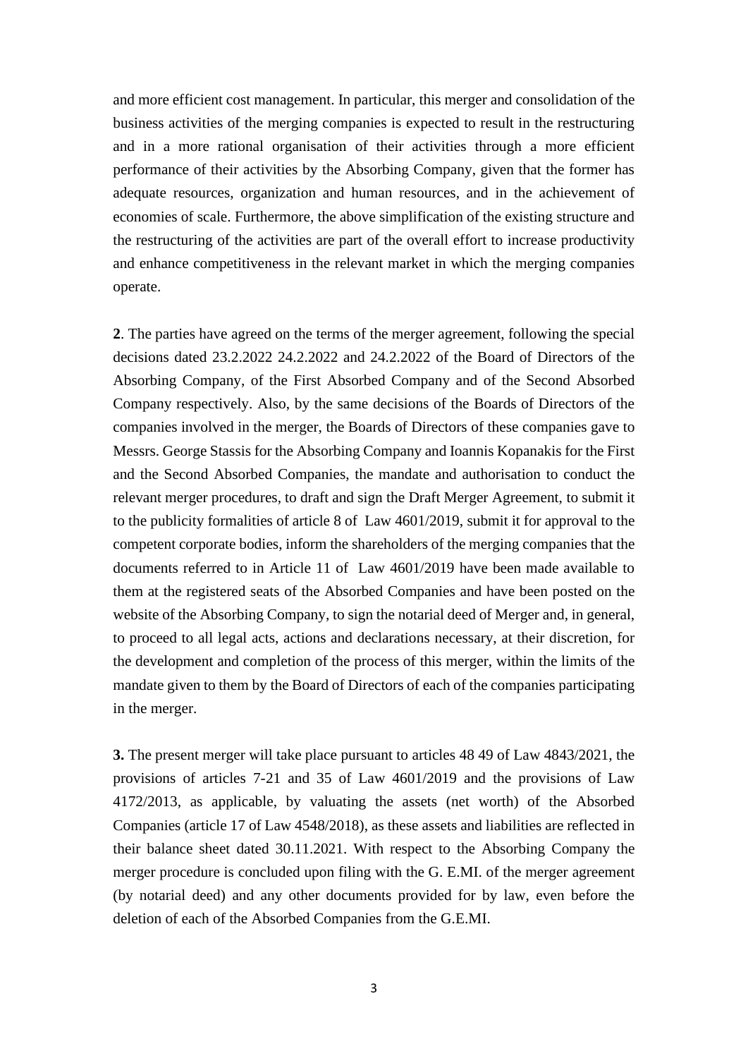and more efficient cost management. In particular, this merger and consolidation of the business activities of the merging companies is expected to result in the restructuring and in a more rational organisation of their activities through a more efficient performance of their activities by the Absorbing Company, given that the former has adequate resources, organization and human resources, and in the achievement of economies of scale. Furthermore, the above simplification of the existing structure and the restructuring of the activities are part of the overall effort to increase productivity and enhance competitiveness in the relevant market in which the merging companies operate.

**2**. The parties have agreed on the terms of the merger agreement, following the special decisions dated 23.2.2022 24.2.2022 and 24.2.2022 of the Board of Directors of the Absorbing Company, of the First Absorbed Company and of the Second Absorbed Company respectively. Also, by the same decisions of the Boards of Directors of the companies involved in the merger, the Boards of Directors of these companies gave to Messrs. George Stassis for the Absorbing Company and Ioannis Kopanakis for the First and the Second Absorbed Companies, the mandate and authorisation to conduct the relevant merger procedures, to draft and sign the Draft Merger Agreement, to submit it to the publicity formalities of article 8 of Law 4601/2019, submit it for approval to the competent corporate bodies, inform the shareholders of the merging companies that the documents referred to in Article 11 of Law 4601/2019 have been made available to them at the registered seats of the Absorbed Companies and have been posted on the website of the Absorbing Company, to sign the notarial deed of Merger and, in general, to proceed to all legal acts, actions and declarations necessary, at their discretion, for the development and completion of the process of this merger, within the limits of the mandate given to them by the Board of Directors of each of the companies participating in the merger.

**3.** The present merger will take place pursuant to articles 48 49 of Law 4843/2021, the provisions of articles 7-21 and 35 of Law 4601/2019 and the provisions of Law 4172/2013, as applicable, by valuating the assets (net worth) of the Absorbed Companies (article 17 of Law 4548/2018), as these assets and liabilities are reflected in their balance sheet dated 30.11.2021. With respect to the Absorbing Company the merger procedure is concluded upon filing with the G. E.MI. of the merger agreement (by notarial deed) and any other documents provided for by law, even before the deletion of each of the Absorbed Companies from the G.E.MI.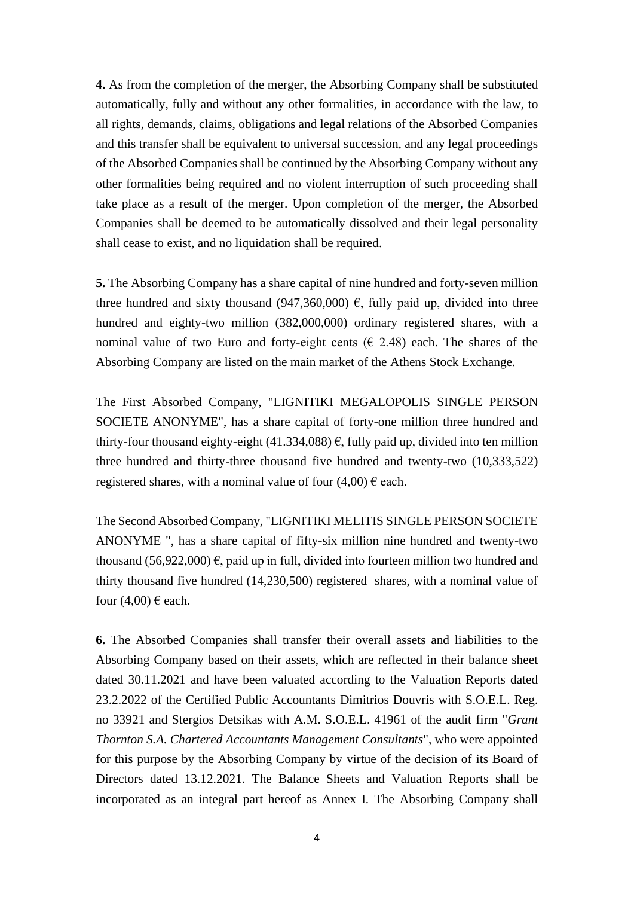**4.** As from the completion of the merger, the Absorbing Company shall be substituted automatically, fully and without any other formalities, in accordance with the law, to all rights, demands, claims, obligations and legal relations of the Absorbed Companies and this transfer shall be equivalent to universal succession, and any legal proceedings of the Absorbed Companies shall be continued by the Absorbing Company without any other formalities being required and no violent interruption of such proceeding shall take place as a result of the merger. Upon completion of the merger, the Absorbed Companies shall be deemed to be automatically dissolved and their legal personality shall cease to exist, and no liquidation shall be required.

**5.** The Absorbing Company has a share capital of nine hundred and forty-seven million three hundred and sixty thousand (947,360,000) €, fully paid up, divided into three hundred and eighty-two million (382,000,000) ordinary registered shares, with a nominal value of two Euro and forty-eight cents (€ 2.48) each. The shares of the Absorbing Company are listed on the main market of the Athens Stock Exchange.

The First Absorbed Company, "LIGNITIKI MEGALOPOLIS SINGLE PERSON SOCIETE ANONYME", has a share capital of forty-one million three hundred and thirty-four thousand eighty-eight (41.334,088) €, fully paid up, divided into ten million three hundred and thirty-three thousand five hundred and twenty-two (10,333,522) registered shares, with a nominal value of four (4,00) € each.

The Second Absorbed Company, "LIGNITIKI MELITIS SINGLE PERSON SOCIETE ANONYME ", has a share capital of fifty-six million nine hundred and twenty-two thousand (56,922,000) €, paid up in full, divided into fourteen million two hundred and thirty thousand five hundred (14,230,500) registered shares, with a nominal value of four (4,00) € each.

**6.** The Absorbed Companies shall transfer their overall assets and liabilities to the Absorbing Company based on their assets, which are reflected in their balance sheet dated 30.11.2021 and have been valuated according to the Valuation Reports dated 23.2.2022 of the Certified Public Accountants Dimitrios Douvris with S.O.E.L. Reg. no 33921 and Stergios Detsikas with A.M. S.O.E.L. 41961 of the audit firm "*Grant Thornton S.A. Chartered Accountants Management Consultants*", who were appointed for this purpose by the Absorbing Company by virtue of the decision of its Board of Directors dated 13.12.2021. The Balance Sheets and Valuation Reports shall be incorporated as an integral part hereof as Annex I. The Absorbing Company shall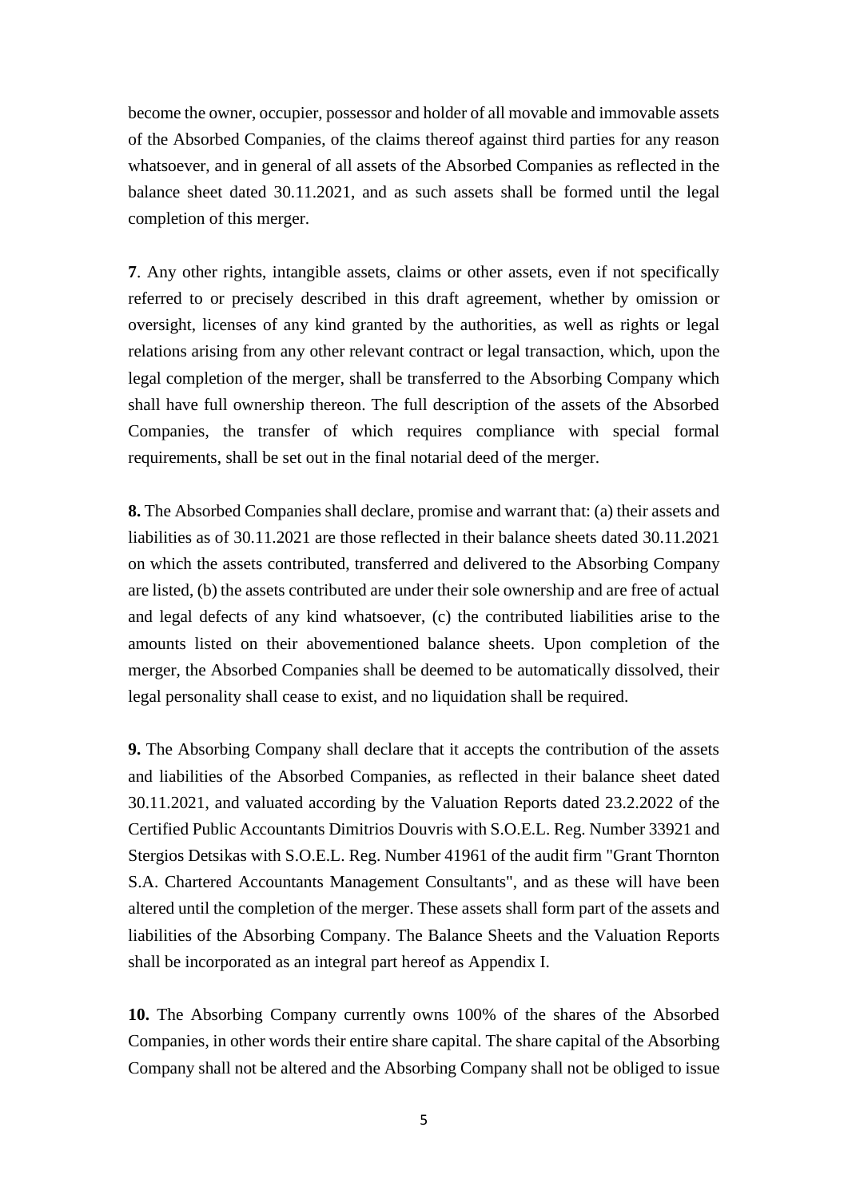become the owner, occupier, possessor and holder of all movable and immovable assets of the Absorbed Companies, of the claims thereof against third parties for any reason whatsoever, and in general of all assets of the Absorbed Companies as reflected in the balance sheet dated 30.11.2021, and as such assets shall be formed until the legal completion of this merger.

**7**. Any other rights, intangible assets, claims or other assets, even if not specifically referred to or precisely described in this draft agreement, whether by omission or oversight, licenses of any kind granted by the authorities, as well as rights or legal relations arising from any other relevant contract or legal transaction, which, upon the legal completion of the merger, shall be transferred to the Absorbing Company which shall have full ownership thereon. The full description of the assets of the Absorbed Companies, the transfer of which requires compliance with special formal requirements, shall be set out in the final notarial deed of the merger.

**8.** The Absorbed Companies shall declare, promise and warrant that: (a) their assets and liabilities as of 30.11.2021 are those reflected in their balance sheets dated 30.11.2021 on which the assets contributed, transferred and delivered to the Absorbing Company are listed, (b) the assets contributed are under their sole ownership and are free of actual and legal defects of any kind whatsoever, (c) the contributed liabilities arise to the amounts listed on their abovementioned balance sheets. Upon completion of the merger, the Absorbed Companies shall be deemed to be automatically dissolved, their legal personality shall cease to exist, and no liquidation shall be required.

**9.** The Absorbing Company shall declare that it accepts the contribution of the assets and liabilities of the Absorbed Companies, as reflected in their balance sheet dated 30.11.2021, and valuated according by the Valuation Reports dated 23.2.2022 of the Certified Public Accountants Dimitrios Douvris with S.O.E.L. Reg. Number 33921 and Stergios Detsikas with S.O.E.L. Reg. Number 41961 of the audit firm "Grant Thornton S.A. Chartered Accountants Management Consultants", and as these will have been altered until the completion of the merger. These assets shall form part of the assets and liabilities of the Absorbing Company. The Balance Sheets and the Valuation Reports shall be incorporated as an integral part hereof as Appendix I.

**10.** The Absorbing Company currently owns 100% of the shares of the Absorbed Companies, in other words their entire share capital. The share capital of the Absorbing Company shall not be altered and the Absorbing Company shall not be obliged to issue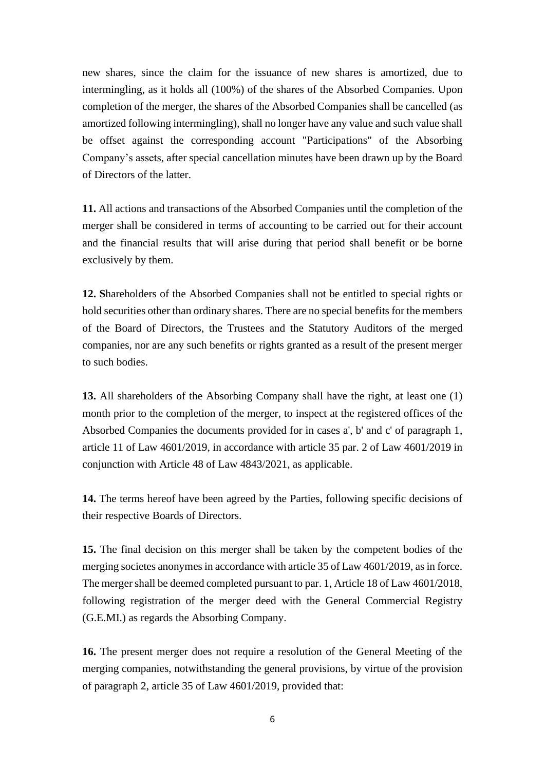new shares, since the claim for the issuance of new shares is amortized, due to intermingling, as it holds all (100%) of the shares of the Absorbed Companies. Upon completion of the merger, the shares of the Absorbed Companies shall be cancelled (as amortized following intermingling), shall no longer have any value and such value shall be offset against the corresponding account "Participations" of the Absorbing Company's assets, after special cancellation minutes have been drawn up by the Board of Directors of the latter.

**11.** All actions and transactions of the Absorbed Companies until the completion of the merger shall be considered in terms of accounting to be carried out for their account and the financial results that will arise during that period shall benefit or be borne exclusively by them.

**12. S**hareholders of the Absorbed Companies shall not be entitled to special rights or hold securities other than ordinary shares. There are no special benefits for the members of the Board of Directors, the Trustees and the Statutory Auditors of the merged companies, nor are any such benefits or rights granted as a result of the present merger to such bodies.

**13.** All shareholders of the Absorbing Company shall have the right, at least one (1) month prior to the completion of the merger, to inspect at the registered offices of the Absorbed Companies the documents provided for in cases a', b' and c' of paragraph 1, article 11 of Law 4601/2019, in accordance with article 35 par. 2 of Law 4601/2019 in conjunction with Article 48 of Law 4843/2021, as applicable.

**14.** The terms hereof have been agreed by the Parties, following specific decisions of their respective Boards of Directors.

**15.** The final decision on this merger shall be taken by the competent bodies of the merging societes anonymes in accordance with article 35 of Law 4601/2019, as in force. The merger shall be deemed completed pursuant to par. 1, Article 18 of Law 4601/2018, following registration of the merger deed with the General Commercial Registry (G.E.MI.) as regards the Absorbing Company.

**16.** The present merger does not require a resolution of the General Meeting of the merging companies, notwithstanding the general provisions, by virtue of the provision of paragraph 2, article 35 of Law 4601/2019, provided that: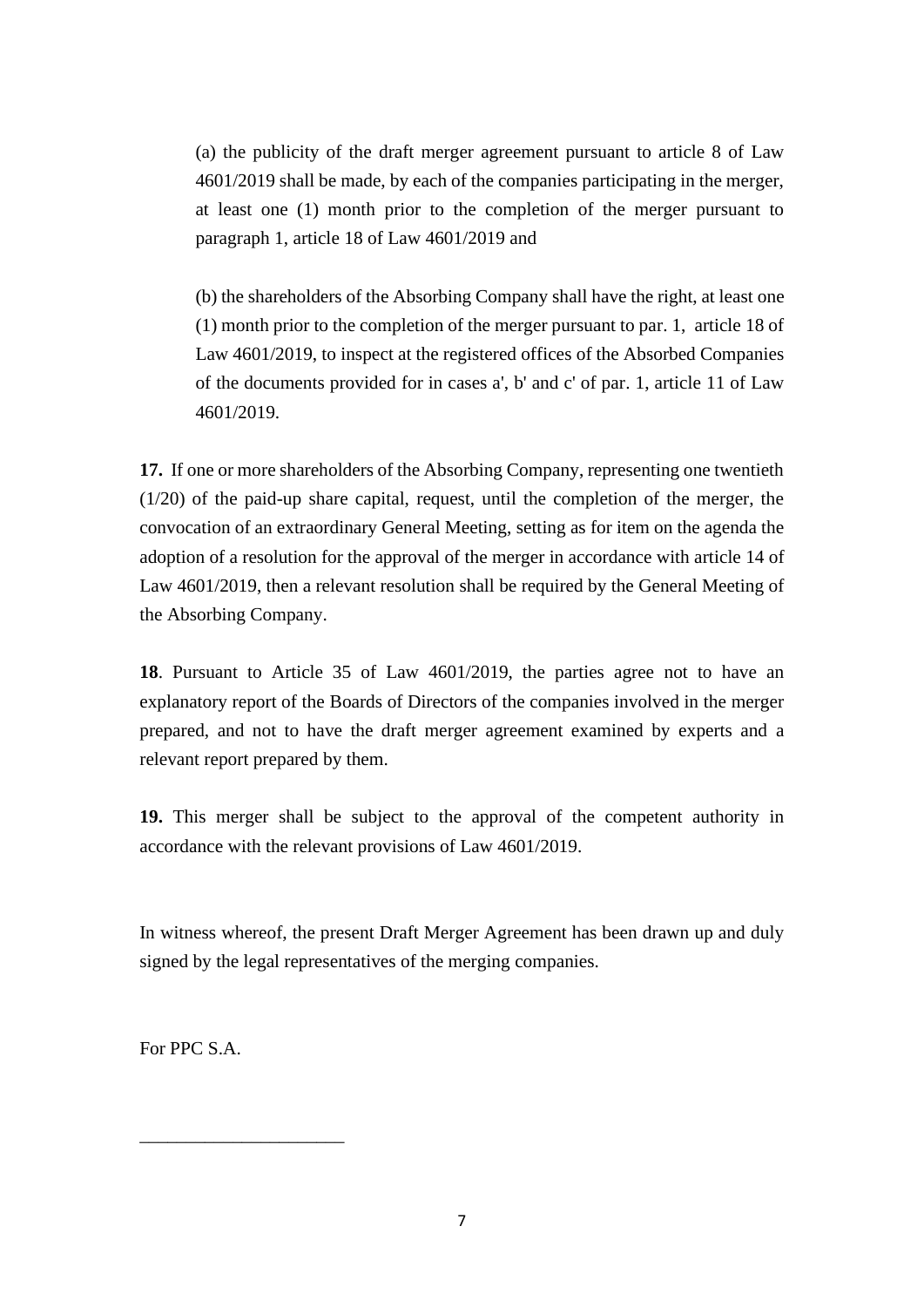(a) the publicity of the draft merger agreement pursuant to article 8 of Law 4601/2019 shall be made, by each of the companies participating in the merger, at least one (1) month prior to the completion of the merger pursuant to paragraph 1, article 18 of Law 4601/2019 and

(b) the shareholders of the Absorbing Company shall have the right, at least one (1) month prior to the completion of the merger pursuant to par. 1, article 18 of Law 4601/2019, to inspect at the registered offices of the Absorbed Companies of the documents provided for in cases a', b' and c' of par. 1, article 11 of Law 4601/2019.

**17.** If one or more shareholders of the Absorbing Company, representing one twentieth (1/20) of the paid-up share capital, request, until the completion of the merger, the convocation of an extraordinary General Meeting, setting as for item on the agenda the adoption of a resolution for the approval of the merger in accordance with article 14 of Law 4601/2019, then a relevant resolution shall be required by the General Meeting of the Absorbing Company.

**18**. Pursuant to Article 35 of Law 4601/2019, the parties agree not to have an explanatory report of the Boards of Directors of the companies involved in the merger prepared, and not to have the draft merger agreement examined by experts and a relevant report prepared by them.

**19.** This merger shall be subject to the approval of the competent authority in accordance with the relevant provisions of Law 4601/2019.

In witness whereof, the present Draft Merger Agreement has been drawn up and duly signed by the legal representatives of the merging companies.

For PPC S.A.

______________________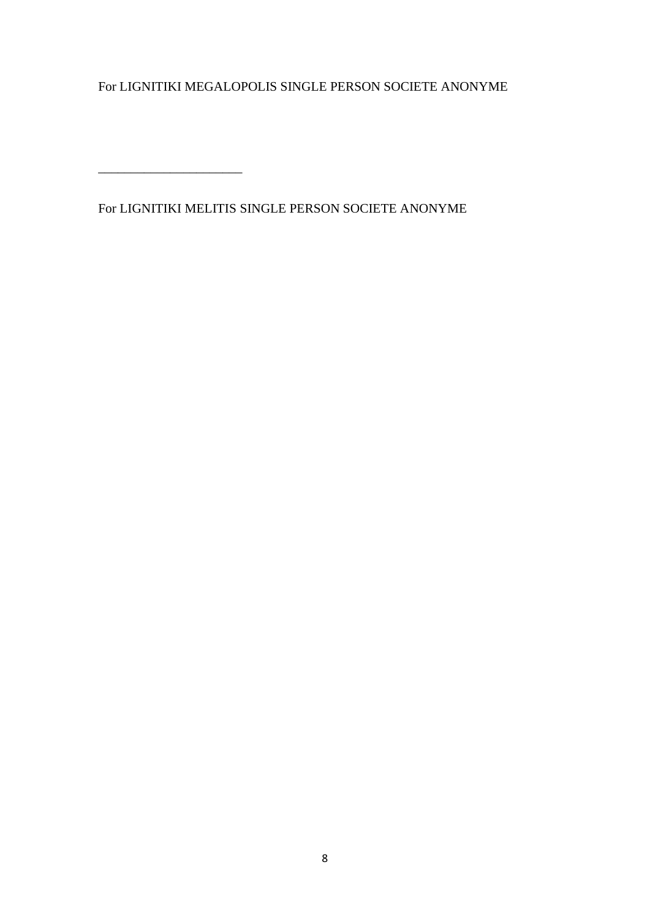For LIGNITIKI MEGALOPOLIS SINGLE PERSON SOCIETE ANONYME

______________________

For LIGNITIKI MELITIS SINGLE PERSON SOCIETE ANONYME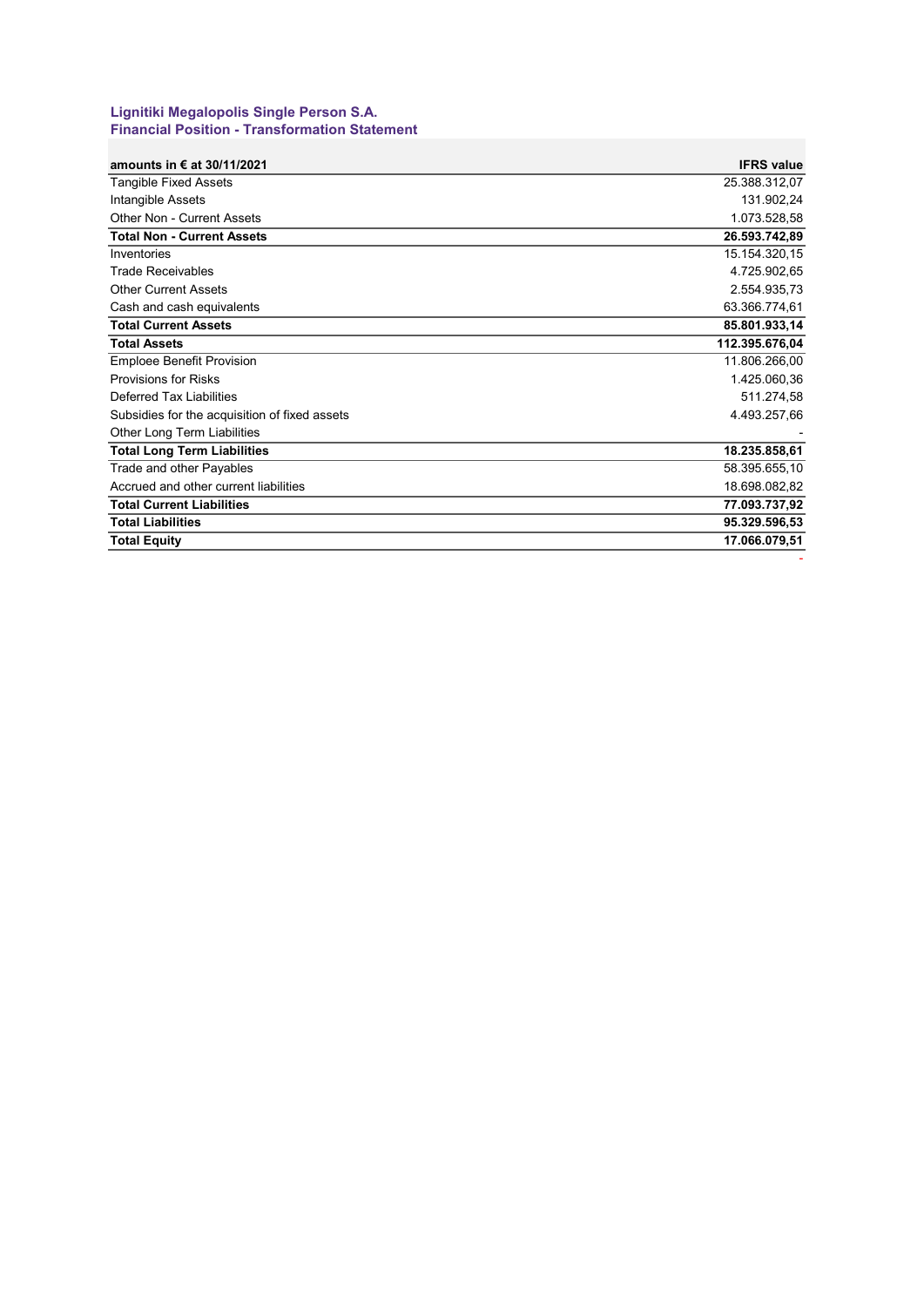### Lignitiki Megalopolis Single Person S.A.
### Financial Position - Transformation Statement

| **amounts in € at 30/11/2021** | **IFRS value** |
|---|---|
| Tangible Fixed Assets | 25.388.312,07 |
| Intangible Assets | 131.902,24 |
| Other Non - Current Assets | 1.073.528,58 |
| **Total Non - Current Assets** | **26.593.742,89** |
| Inventories | 15.154.320,15 |
| Trade Receivables | 4.725.902,65 |
| Other Current Assets | 2.554.935,73 |
| Cash and cash equivalents | 63.366.774,61 |
| **Total Current Assets** | **85.801.933,14** |
| **Total Assets** | **112.395.676,04** |
| Emploee Benefit Provision | 11.806.266,00 |
| Provisions for Risks | 1.425.060,36 |
| Deferred Tax Liabilities | 511.274,58 |
| Subsidies for the acquisition of fixed assets | 4.493.257,66 |
| Other Long Term Liabilities | - |
| **Total Long Term Liabilities** | **18.235.858,61** |
| Trade and other Payables | 58.395.655,10 |
| Accrued and other current liabilities | 18.698.082,82 |
| **Total Current Liabilities** | **77.093.737,92** |
| **Total Liabilities** | **95.329.596,53** |
| **Total Equity** | **17.066.079,51** |
| | - |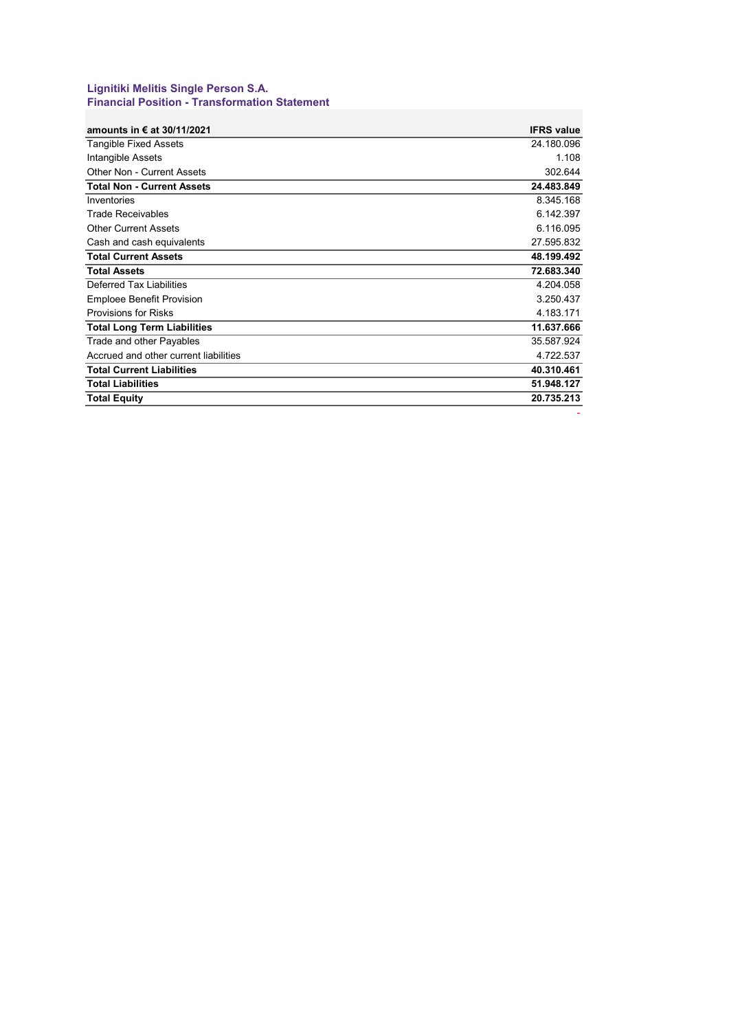**Lignitiki Melitis Single Person S.A.**
**Financial Position - Transformation Statement**

| amounts in € at 30/11/2021 | IFRS value |
|---|---|
| Tangible Fixed Assets | 24.180.096 |
| Intangible Assets | 1.108 |
| Other Non - Current Assets | 302.644 |
| **Total Non - Current Assets** | **24.483.849** |
| Inventories | 8.345.168 |
| Trade Receivables | 6.142.397 |
| Other Current Assets | 6.116.095 |
| Cash and cash equivalents | 27.595.832 |
| **Total Current Assets** | **48.199.492** |
| **Total Assets** | **72.683.340** |
| Deferred Tax Liabilities | 4.204.058 |
| Emploee Benefit Provision | 3.250.437 |
| Provisions for Risks | 4.183.171 |
| **Total Long Term Liabilities** | **11.637.666** |
| Trade and other Payables | 35.587.924 |
| Accrued and other current liabilities | 4.722.537 |
| **Total Current Liabilities** | **40.310.461** |
| **Total Liabilities** | **51.948.127** |
| **Total Equity** | **20.735.213** |
| | - |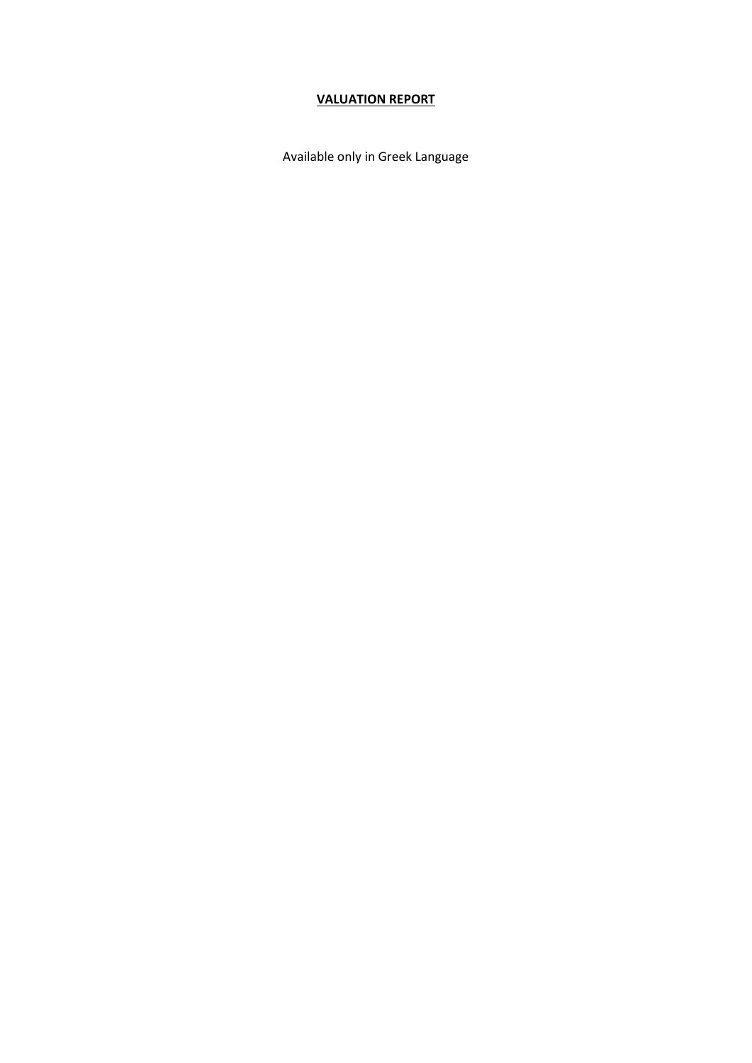## **VALUATION REPORT**

Available only in Greek Language